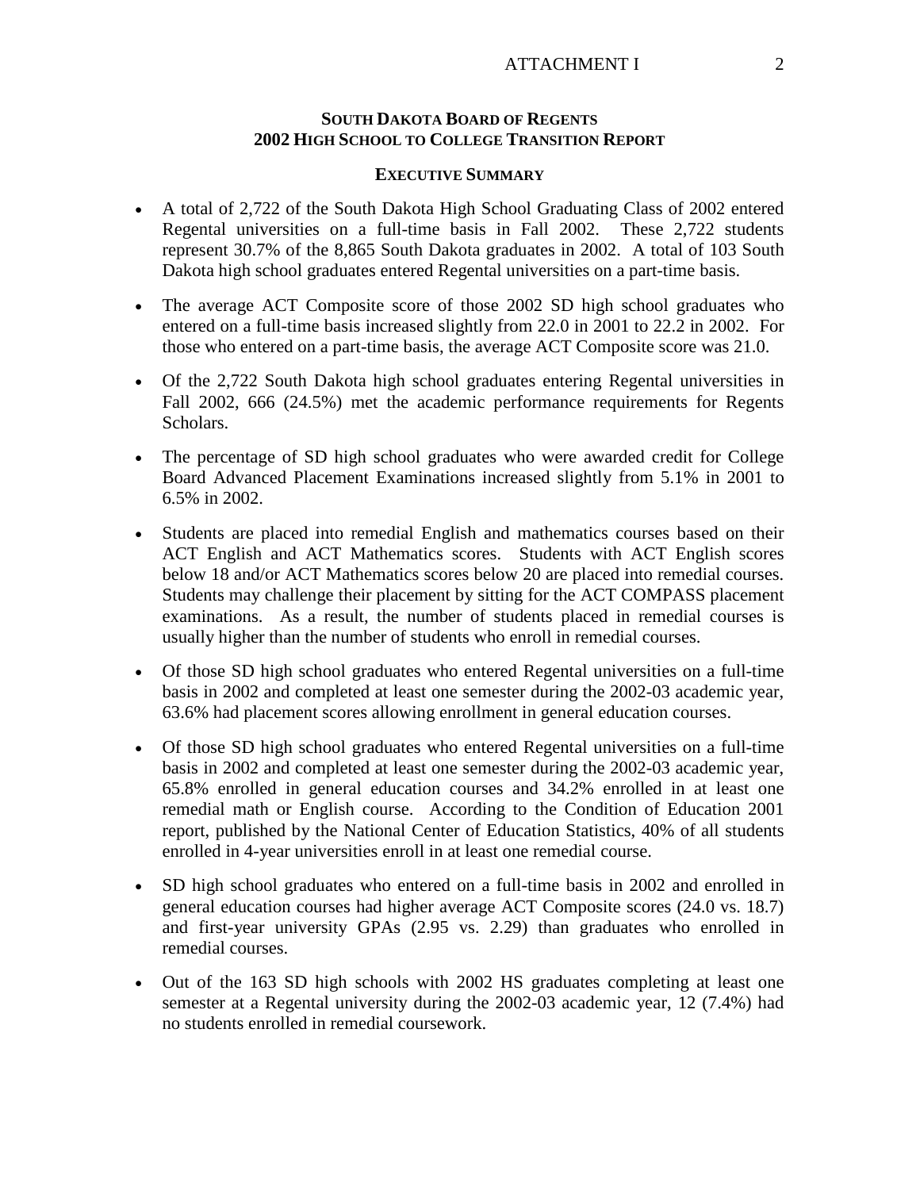## SOUTH DAKOTA BOARD OF REGENTS
## 2002 HIGH SCHOOL TO COLLEGE TRANSITION REPORT

### EXECUTIVE SUMMARY

- A total of 2,722 of the South Dakota High School Graduating Class of 2002 entered Regental universities on a full-time basis in Fall 2002. These 2,722 students represent 30.7% of the 8,865 South Dakota graduates in 2002. A total of 103 South Dakota high school graduates entered Regental universities on a part-time basis.
- The average ACT Composite score of those 2002 SD high school graduates who entered on a full-time basis increased slightly from 22.0 in 2001 to 22.2 in 2002. For those who entered on a part-time basis, the average ACT Composite score was 21.0.
- Of the 2,722 South Dakota high school graduates entering Regental universities in Fall 2002, 666 (24.5%) met the academic performance requirements for Regents Scholars.
- The percentage of SD high school graduates who were awarded credit for College Board Advanced Placement Examinations increased slightly from 5.1% in 2001 to 6.5% in 2002.
- Students are placed into remedial English and mathematics courses based on their ACT English and ACT Mathematics scores. Students with ACT English scores below 18 and/or ACT Mathematics scores below 20 are placed into remedial courses. Students may challenge their placement by sitting for the ACT COMPASS placement examinations. As a result, the number of students placed in remedial courses is usually higher than the number of students who enroll in remedial courses.
- Of those SD high school graduates who entered Regental universities on a full-time basis in 2002 and completed at least one semester during the 2002-03 academic year, 63.6% had placement scores allowing enrollment in general education courses.
- Of those SD high school graduates who entered Regental universities on a full-time basis in 2002 and completed at least one semester during the 2002-03 academic year, 65.8% enrolled in general education courses and 34.2% enrolled in at least one remedial math or English course. According to the Condition of Education 2001 report, published by the National Center of Education Statistics, 40% of all students enrolled in 4-year universities enroll in at least one remedial course.
- SD high school graduates who entered on a full-time basis in 2002 and enrolled in general education courses had higher average ACT Composite scores (24.0 vs. 18.7) and first-year university GPAs (2.95 vs. 2.29) than graduates who enrolled in remedial courses.
- Out of the 163 SD high schools with 2002 HS graduates completing at least one semester at a Regental university during the 2002-03 academic year, 12 (7.4%) had no students enrolled in remedial coursework.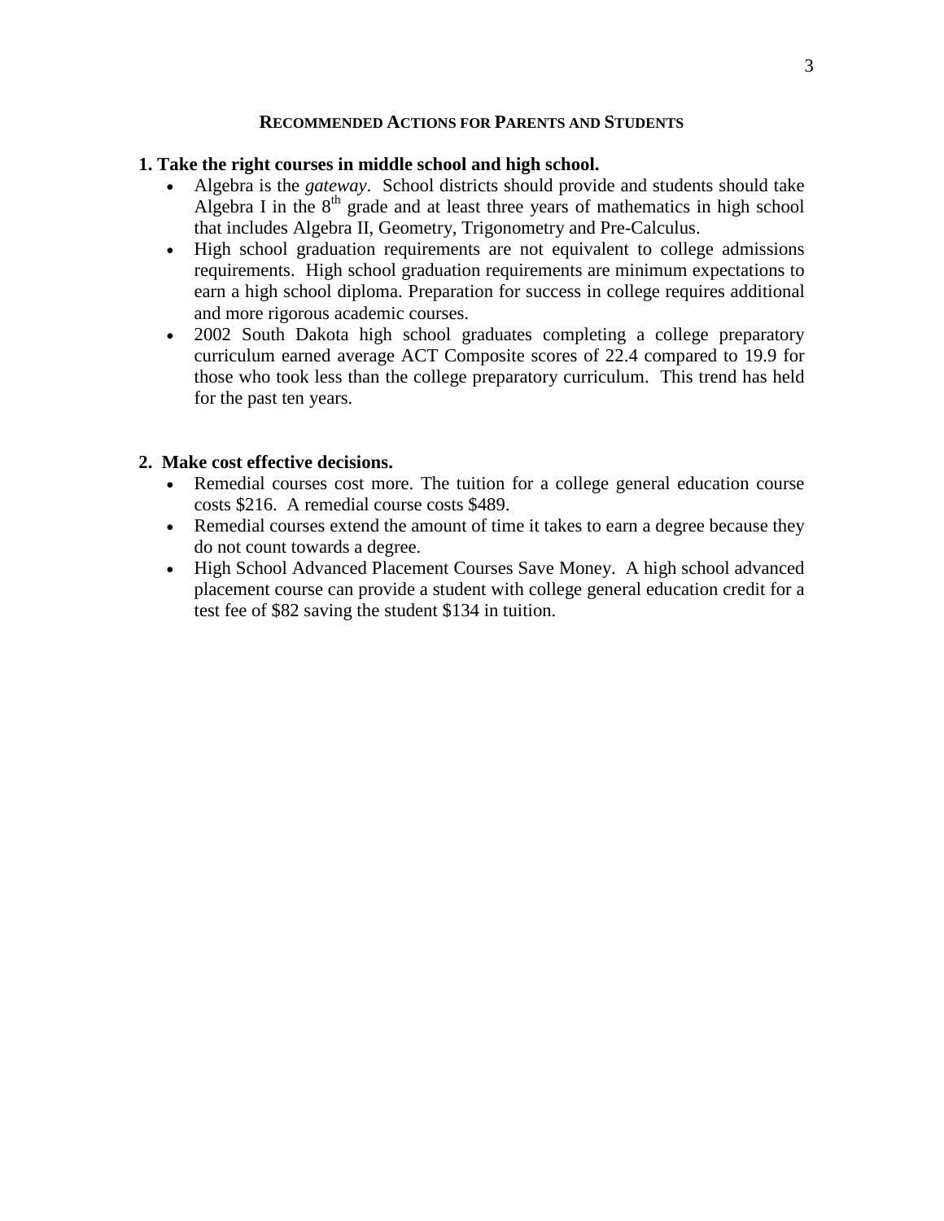## RECOMMENDED ACTIONS FOR PARENTS AND STUDENTS

**1. Take the right courses in middle school and high school.**

- Algebra is the *gateway*. School districts should provide and students should take Algebra I in the 8th grade and at least three years of mathematics in high school that includes Algebra II, Geometry, Trigonometry and Pre-Calculus.
- High school graduation requirements are not equivalent to college admissions requirements. High school graduation requirements are minimum expectations to earn a high school diploma. Preparation for success in college requires additional and more rigorous academic courses.
- 2002 South Dakota high school graduates completing a college preparatory curriculum earned average ACT Composite scores of 22.4 compared to 19.9 for those who took less than the college preparatory curriculum. This trend has held for the past ten years.

**2. Make cost effective decisions.**

- Remedial courses cost more. The tuition for a college general education course costs $216. A remedial course costs $489.
- Remedial courses extend the amount of time it takes to earn a degree because they do not count towards a degree.
- High School Advanced Placement Courses Save Money. A high school advanced placement course can provide a student with college general education credit for a test fee of $82 saving the student $134 in tuition.